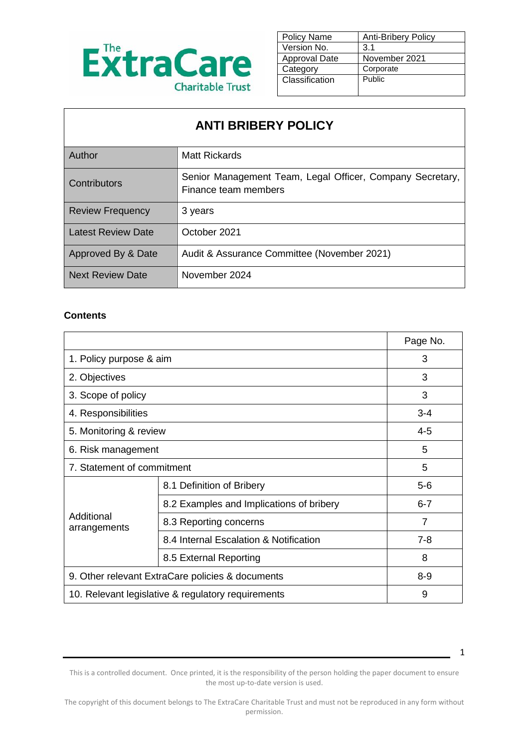The ExtraCare Charitable Trust

| Policy Name | Anti-Bribery Policy |
|---|---|
| Version No. | 3.1 |
| Approval Date | November 2021 |
| Category | Corporate |
| Classification | Public |

# ANTI BRIBERY POLICY

| Author | Matt Rickards |
|---|---|
| Contributors | Senior Management Team, Legal Officer, Company Secretary, Finance team members |
| Review Frequency | 3 years |
| Latest Review Date | October 2021 |
| Approved By & Date | Audit & Assurance Committee (November 2021) |
| Next Review Date | November 2024 |

**Contents**

| | | Page No. |
|---|---|---|
| 1. Policy purpose & aim | | 3 |
| 2. Objectives | | 3 |
| 3. Scope of policy | | 3 |
| 4. Responsibilities | | 3-4 |
| 5. Monitoring & review | | 4-5 |
| 6. Risk management | | 5 |
| 7. Statement of commitment | | 5 |
| Additional arrangements | 8.1 Definition of Bribery | 5-6 |
| | 8.2 Examples and Implications of bribery | 6-7 |
| | 8.3 Reporting concerns | 7 |
| | 8.4 Internal Escalation & Notification | 7-8 |
| | 8.5 External Reporting | 8 |
| 9. Other relevant ExtraCare policies & documents | | 8-9 |
| 10. Relevant legislative & regulatory requirements | | 9 |

This is a controlled document. Once printed, it is the responsibility of the person holding the paper document to ensure the most up-to-date version is used.

The copyright of this document belongs to The ExtraCare Charitable Trust and must not be reproduced in any form without permission.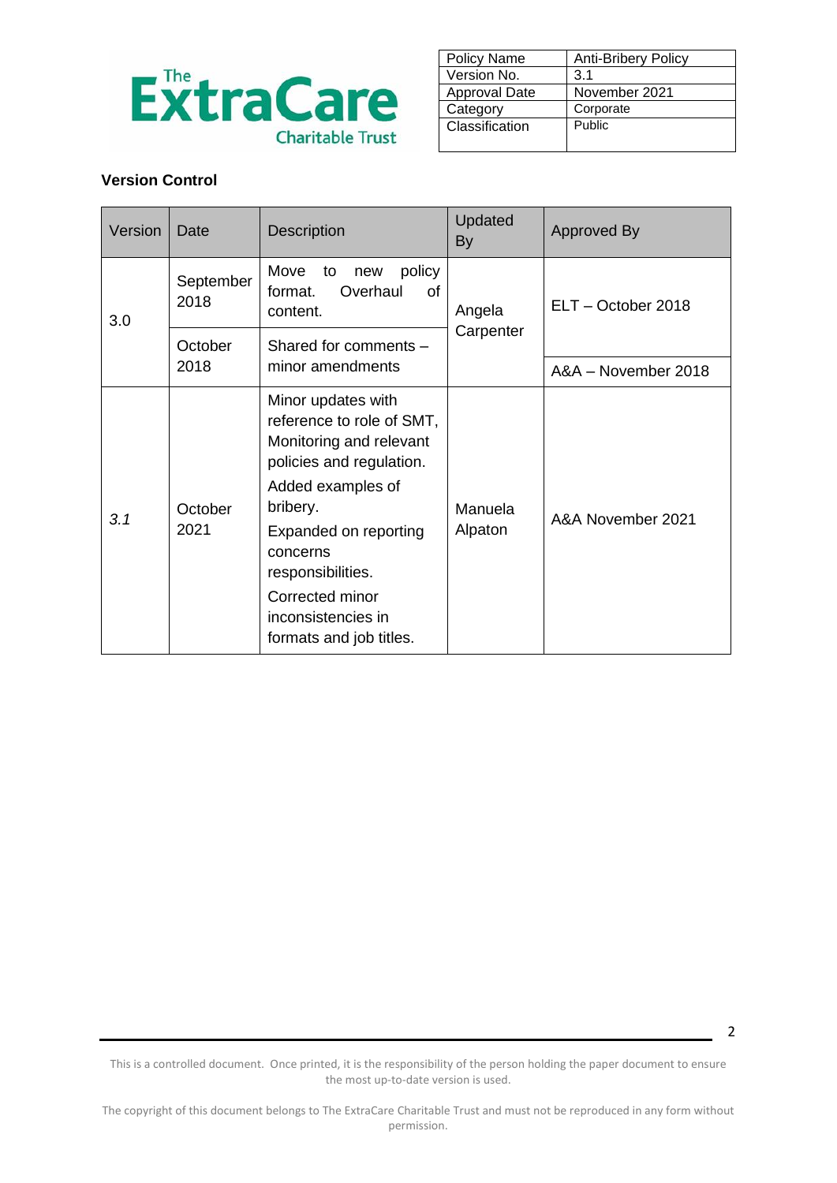The ExtraCare Charitable Trust

| Policy Name | Anti-Bribery Policy |
|---|---|
| Version No. | 3.1 |
| Approval Date | November 2021 |
| Category | Corporate |
| Classification | Public |

**Version Control**

| Version | Date | Description | Updated By | Approved By |
|---|---|---|---|---|
| 3.0 | September 2018 | Move to new policy format. Overhaul of content. | Angela Carpenter | ELT – October 2018 |
| | October 2018 | Shared for comments – minor amendments | | A&A – November 2018 |
| *3.1* | October 2021 | Minor updates with reference to role of SMT, Monitoring and relevant policies and regulation. Added examples of bribery. Expanded on reporting concerns responsibilities. Corrected minor inconsistencies in formats and job titles. | Manuela Alpaton | A&A November 2021 |

This is a controlled document. Once printed, it is the responsibility of the person holding the paper document to ensure the most up-to-date version is used.

The copyright of this document belongs to The ExtraCare Charitable Trust and must not be reproduced in any form without permission.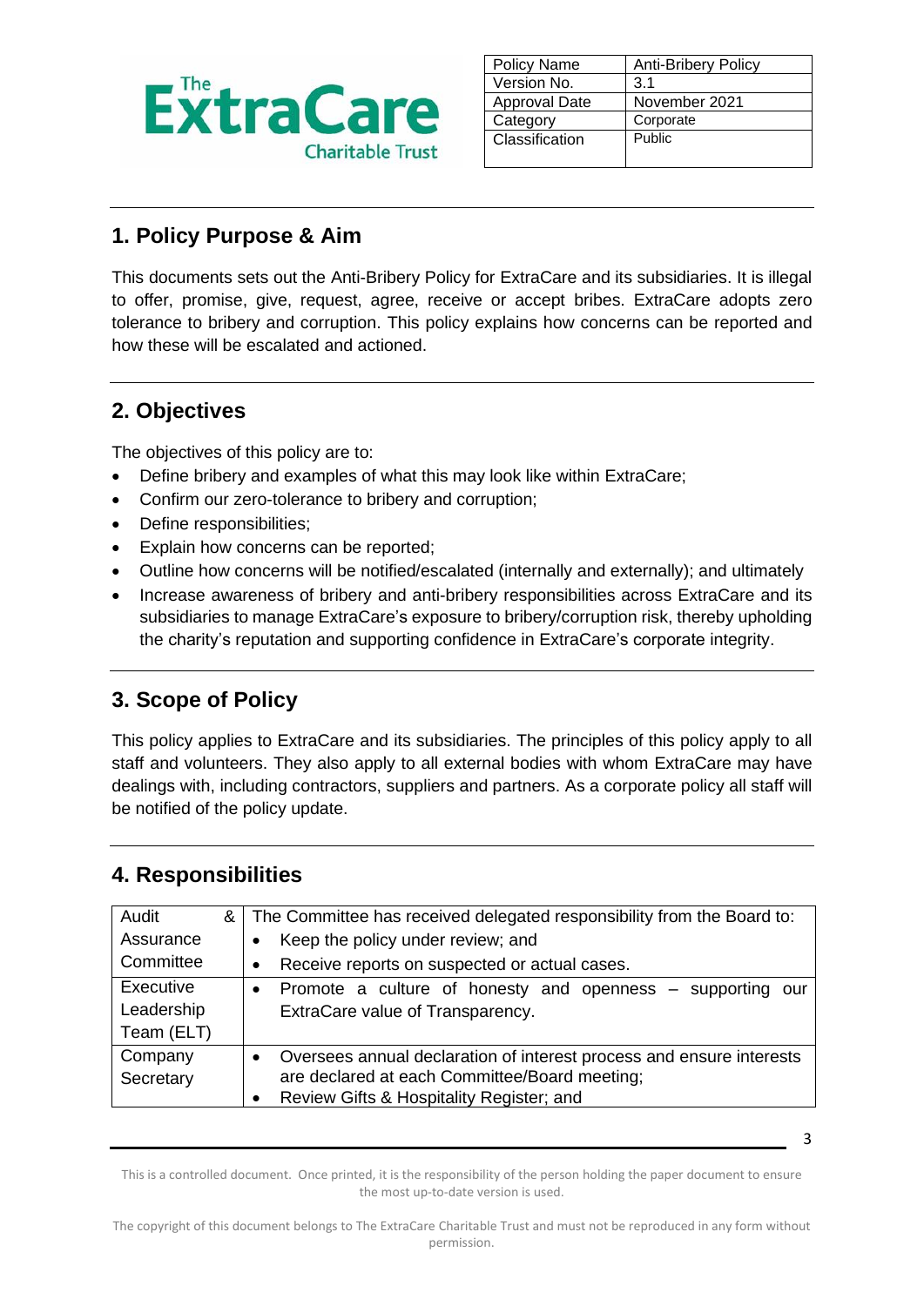| Policy Name | Anti-Bribery Policy |
|---|---|
| Version No. | 3.1 |
| Approval Date | November 2021 |
| Category | Corporate |
| Classification | Public |

## 1. Policy Purpose & Aim

This documents sets out the Anti-Bribery Policy for ExtraCare and its subsidiaries. It is illegal to offer, promise, give, request, agree, receive or accept bribes. ExtraCare adopts zero tolerance to bribery and corruption. This policy explains how concerns can be reported and how these will be escalated and actioned.

## 2. Objectives

The objectives of this policy are to:

- Define bribery and examples of what this may look like within ExtraCare;
- Confirm our zero-tolerance to bribery and corruption;
- Define responsibilities;
- Explain how concerns can be reported;
- Outline how concerns will be notified/escalated (internally and externally); and ultimately
- Increase awareness of bribery and anti-bribery responsibilities across ExtraCare and its subsidiaries to manage ExtraCare's exposure to bribery/corruption risk, thereby upholding the charity's reputation and supporting confidence in ExtraCare's corporate integrity.

## 3. Scope of Policy

This policy applies to ExtraCare and its subsidiaries. The principles of this policy apply to all staff and volunteers. They also apply to all external bodies with whom ExtraCare may have dealings with, including contractors, suppliers and partners. As a corporate policy all staff will be notified of the policy update.

## 4. Responsibilities

| | |
|---|---|
| Audit & Assurance Committee | The Committee has received delegated responsibility from the Board to:<br>• Keep the policy under review; and<br>• Receive reports on suspected or actual cases. |
| Executive Leadership Team (ELT) | • Promote a culture of honesty and openness – supporting our ExtraCare value of Transparency. |
| Company Secretary | • Oversees annual declaration of interest process and ensure interests are declared at each Committee/Board meeting;<br>• Review Gifts & Hospitality Register; and |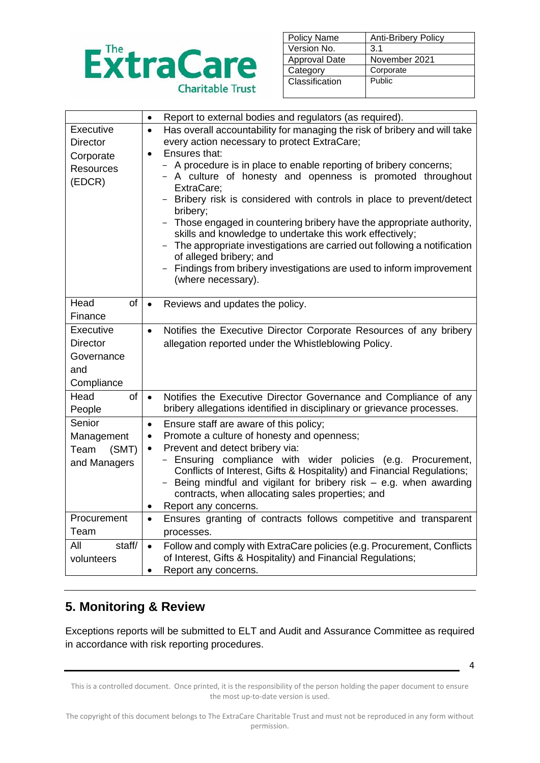| | |
|---|---|
| | • Report to external bodies and regulators (as required). |
| Executive Director Corporate Resources (EDCR) | • Has overall accountability for managing the risk of bribery and will take every action necessary to protect ExtraCare;<br>• Ensures that:<br>− A procedure is in place to enable reporting of bribery concerns;<br>− A culture of honesty and openness is promoted throughout ExtraCare;<br>− Bribery risk is considered with controls in place to prevent/detect bribery;<br>− Those engaged in countering bribery have the appropriate authority, skills and knowledge to undertake this work effectively;<br>− The appropriate investigations are carried out following a notification of alleged bribery; and<br>− Findings from bribery investigations are used to inform improvement (where necessary). |
| Head of Finance | • Reviews and updates the policy. |
| Executive Director Governance and Compliance | • Notifies the Executive Director Corporate Resources of any bribery allegation reported under the Whistleblowing Policy. |
| Head of People | • Notifies the Executive Director Governance and Compliance of any bribery allegations identified in disciplinary or grievance processes. |
| Senior Management Team (SMT) and Managers | • Ensure staff are aware of this policy;<br>• Promote a culture of honesty and openness;<br>• Prevent and detect bribery via:<br>− Ensuring compliance with wider policies (e.g. Procurement, Conflicts of Interest, Gifts & Hospitality) and Financial Regulations;<br>− Being mindful and vigilant for bribery risk – e.g. when awarding contracts, when allocating sales properties; and<br>• Report any concerns. |
| Procurement Team | • Ensures granting of contracts follows competitive and transparent processes. |
| All staff/ volunteers | • Follow and comply with ExtraCare policies (e.g. Procurement, Conflicts of Interest, Gifts & Hospitality) and Financial Regulations;<br>• Report any concerns. |

## 5. Monitoring & Review

Exceptions reports will be submitted to ELT and Audit and Assurance Committee as required in accordance with risk reporting procedures.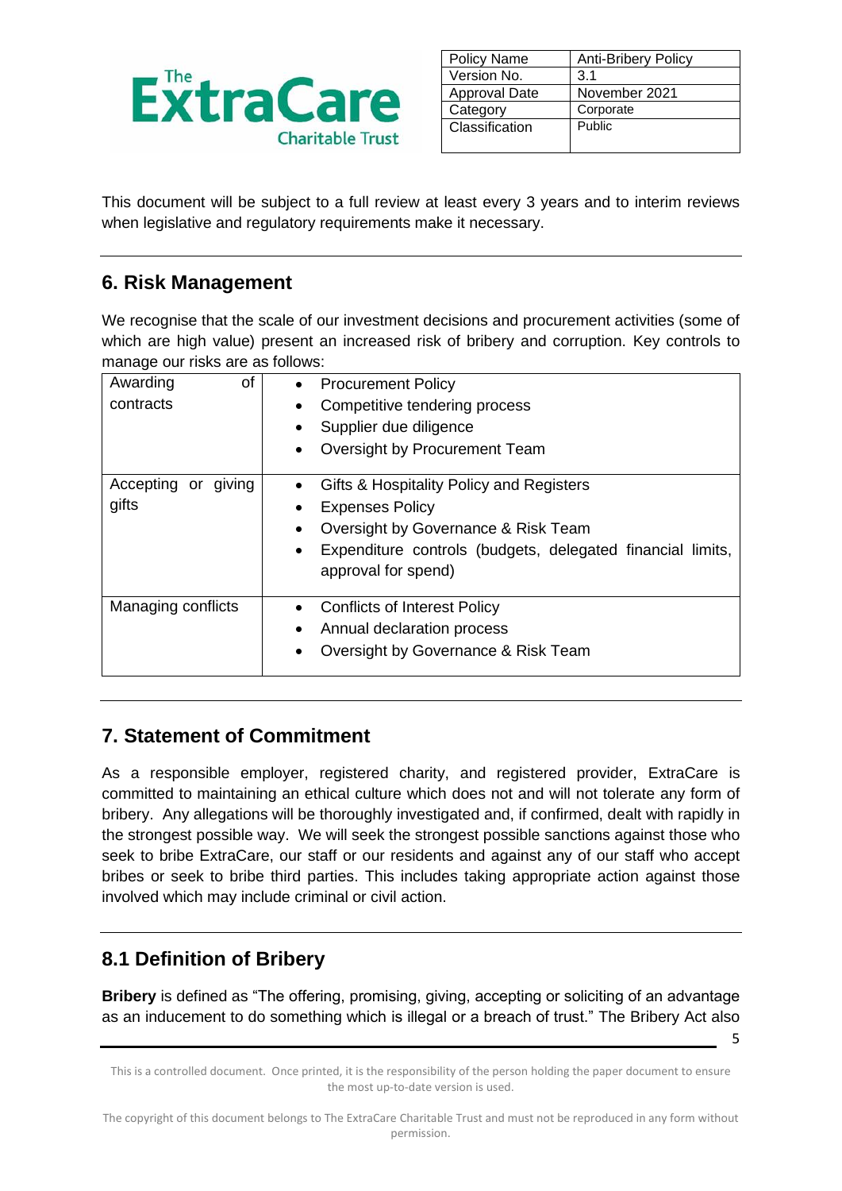| Policy Name | Anti-Bribery Policy |
| --- | --- |
| Version No. | 3.1 |
| Approval Date | November 2021 |
| Category | Corporate |
| Classification | Public |

This document will be subject to a full review at least every 3 years and to interim reviews when legislative and regulatory requirements make it necessary.

## 6. Risk Management

We recognise that the scale of our investment decisions and procurement activities (some of which are high value) present an increased risk of bribery and corruption. Key controls to manage our risks are as follows:

| | |
| --- | --- |
| Awarding of contracts | • Procurement Policy<br>• Competitive tendering process<br>• Supplier due diligence<br>• Oversight by Procurement Team |
| Accepting or giving gifts | • Gifts & Hospitality Policy and Registers<br>• Expenses Policy<br>• Oversight by Governance & Risk Team<br>• Expenditure controls (budgets, delegated financial limits, approval for spend) |
| Managing conflicts | • Conflicts of Interest Policy<br>• Annual declaration process<br>• Oversight by Governance & Risk Team |

## 7. Statement of Commitment

As a responsible employer, registered charity, and registered provider, ExtraCare is committed to maintaining an ethical culture which does not and will not tolerate any form of bribery. Any allegations will be thoroughly investigated and, if confirmed, dealt with rapidly in the strongest possible way. We will seek the strongest possible sanctions against those who seek to bribe ExtraCare, our staff or our residents and against any of our staff who accept bribes or seek to bribe third parties. This includes taking appropriate action against those involved which may include criminal or civil action.

## 8.1 Definition of Bribery

**Bribery** is defined as "The offering, promising, giving, accepting or soliciting of an advantage as an inducement to do something which is illegal or a breach of trust." The Bribery Act also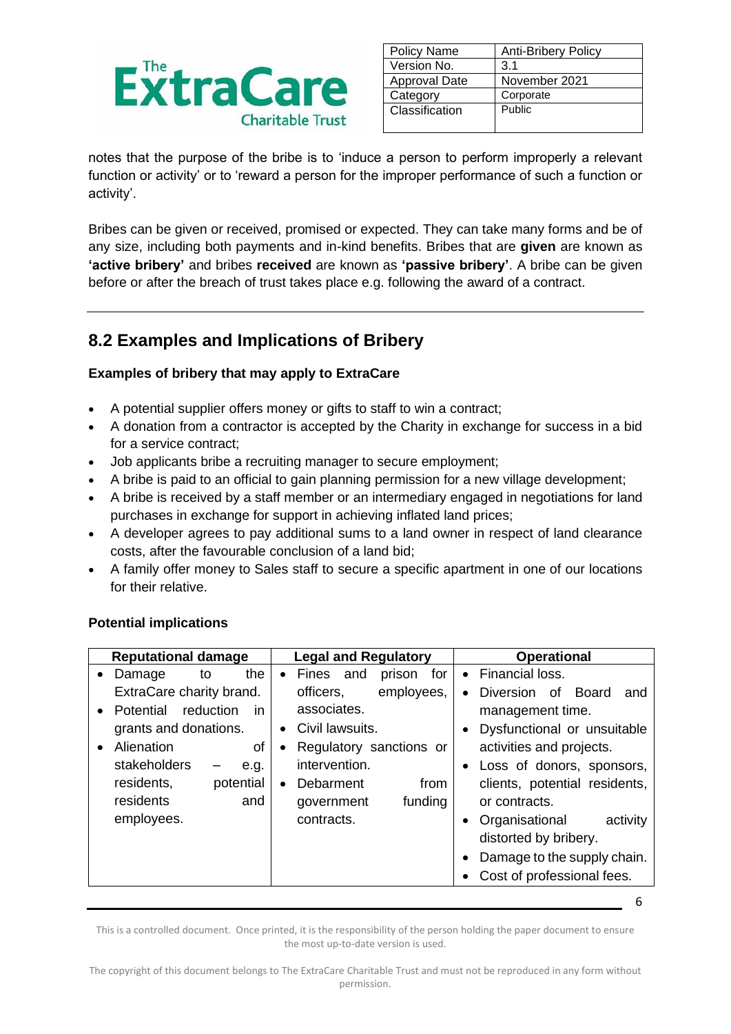notes that the purpose of the bribe is to 'induce a person to perform improperly a relevant function or activity' or to 'reward a person for the improper performance of such a function or activity'.

Bribes can be given or received, promised or expected. They can take many forms and be of any size, including both payments and in-kind benefits. Bribes that are **given** are known as **'active bribery'** and bribes **received** are known as **'passive bribery'**. A bribe can be given before or after the breach of trust takes place e.g. following the award of a contract.

---

## 8.2 Examples and Implications of Bribery

**Examples of bribery that may apply to ExtraCare**

- A potential supplier offers money or gifts to staff to win a contract;
- A donation from a contractor is accepted by the Charity in exchange for success in a bid for a service contract;
- Job applicants bribe a recruiting manager to secure employment;
- A bribe is paid to an official to gain planning permission for a new village development;
- A bribe is received by a staff member or an intermediary engaged in negotiations for land purchases in exchange for support in achieving inflated land prices;
- A developer agrees to pay additional sums to a land owner in respect of land clearance costs, after the favourable conclusion of a land bid;
- A family offer money to Sales staff to secure a specific apartment in one of our locations for their relative.

**Potential implications**

| Reputational damage | Legal and Regulatory | Operational |
|---|---|---|
| • Damage to the ExtraCare charity brand.<br>• Potential reduction in grants and donations.<br>• Alienation of stakeholders – e.g. residents, potential residents and employees. | • Fines and prison for officers, employees, associates.<br>• Civil lawsuits.<br>• Regulatory sanctions or intervention.<br>• Debarment from government funding contracts. | • Financial loss.<br>• Diversion of Board and management time.<br>• Dysfunctional or unsuitable activities and projects.<br>• Loss of donors, sponsors, clients, potential residents, or contracts.<br>• Organisational activity distorted by bribery.<br>• Damage to the supply chain.<br>• Cost of professional fees. |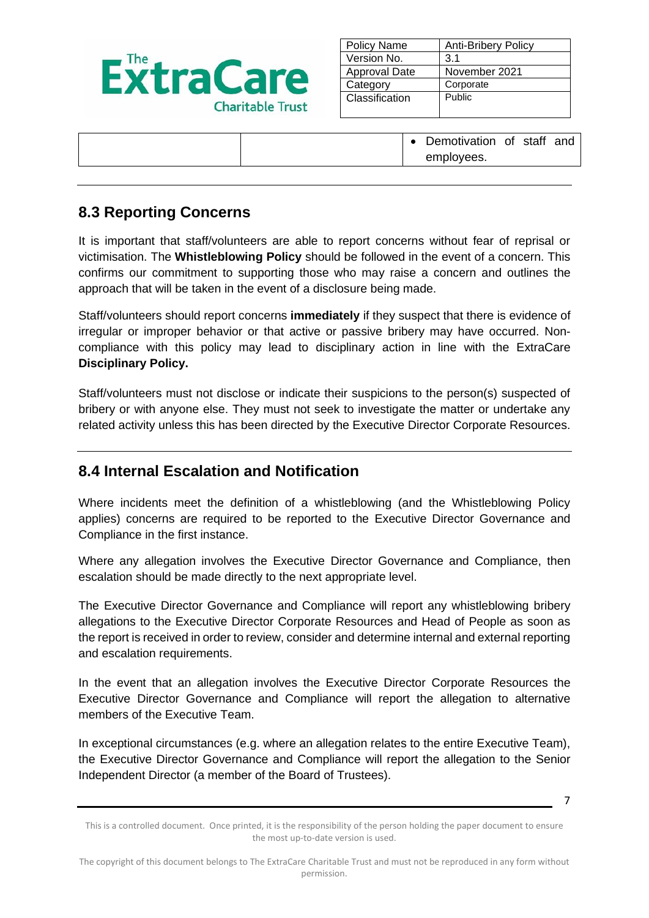| | | • Demotivation of staff and employees. |
|---|---|---|

## 8.3 Reporting Concerns

It is important that staff/volunteers are able to report concerns without fear of reprisal or victimisation. The **Whistleblowing Policy** should be followed in the event of a concern. This confirms our commitment to supporting those who may raise a concern and outlines the approach that will be taken in the event of a disclosure being made.

Staff/volunteers should report concerns **immediately** if they suspect that there is evidence of irregular or improper behavior or that active or passive bribery may have occurred. Non-compliance with this policy may lead to disciplinary action in line with the ExtraCare **Disciplinary Policy.**

Staff/volunteers must not disclose or indicate their suspicions to the person(s) suspected of bribery or with anyone else. They must not seek to investigate the matter or undertake any related activity unless this has been directed by the Executive Director Corporate Resources.

## 8.4 Internal Escalation and Notification

Where incidents meet the definition of a whistleblowing (and the Whistleblowing Policy applies) concerns are required to be reported to the Executive Director Governance and Compliance in the first instance.

Where any allegation involves the Executive Director Governance and Compliance, then escalation should be made directly to the next appropriate level.

The Executive Director Governance and Compliance will report any whistleblowing bribery allegations to the Executive Director Corporate Resources and Head of People as soon as the report is received in order to review, consider and determine internal and external reporting and escalation requirements.

In the event that an allegation involves the Executive Director Corporate Resources the Executive Director Governance and Compliance will report the allegation to alternative members of the Executive Team.

In exceptional circumstances (e.g. where an allegation relates to the entire Executive Team), the Executive Director Governance and Compliance will report the allegation to the Senior Independent Director (a member of the Board of Trustees).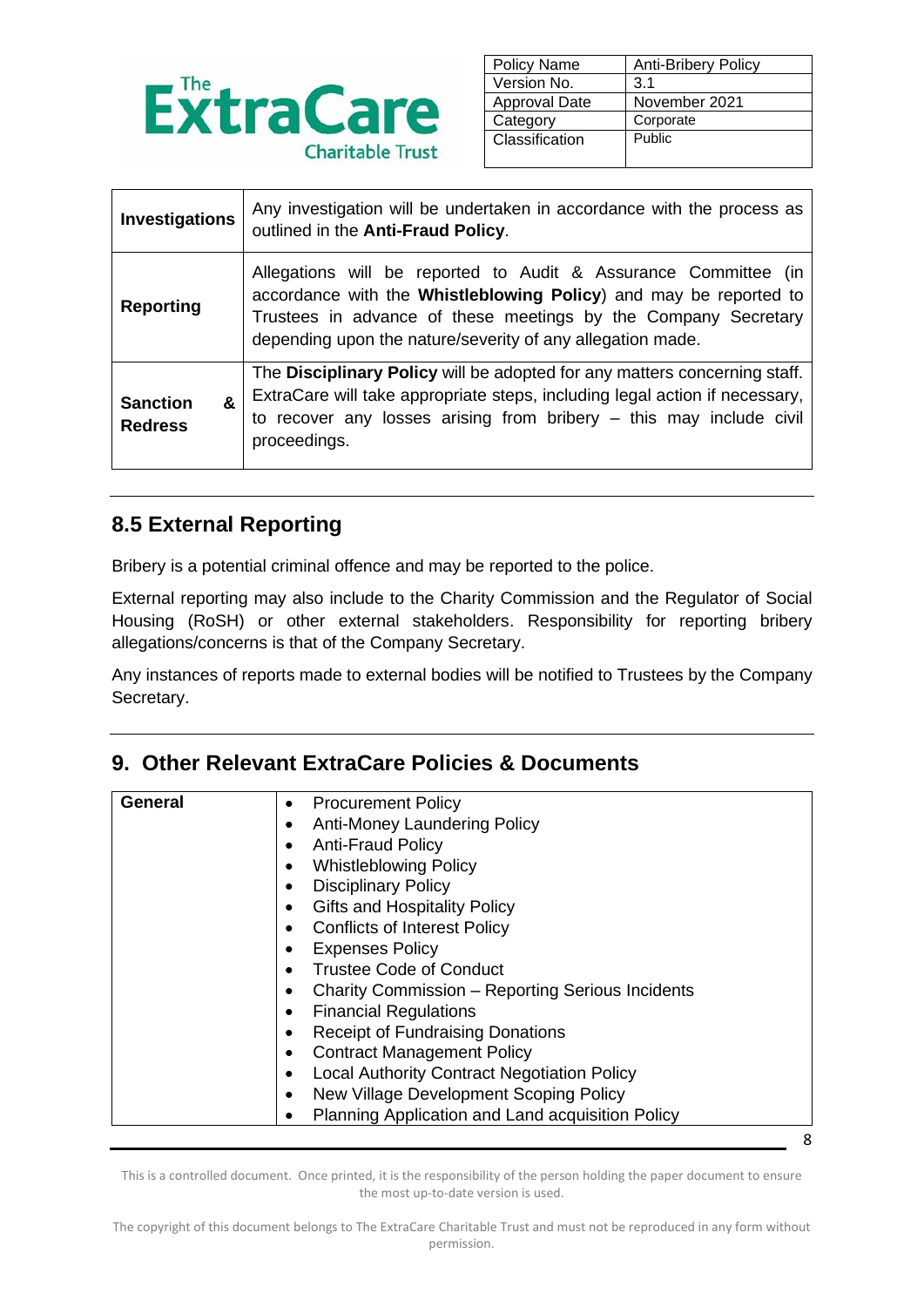| Investigations | Any investigation will be undertaken in accordance with the process as outlined in the **Anti-Fraud Policy**. |
|---|---|
| Reporting | Allegations will be reported to Audit & Assurance Committee (in accordance with the **Whistleblowing Policy**) and may be reported to Trustees in advance of these meetings by the Company Secretary depending upon the nature/severity of any allegation made. |
| Sanction & Redress | The **Disciplinary Policy** will be adopted for any matters concerning staff. ExtraCare will take appropriate steps, including legal action if necessary, to recover any losses arising from bribery – this may include civil proceedings. |

## 8.5 External Reporting

Bribery is a potential criminal offence and may be reported to the police.

External reporting may also include to the Charity Commission and the Regulator of Social Housing (RoSH) or other external stakeholders. Responsibility for reporting bribery allegations/concerns is that of the Company Secretary.

Any instances of reports made to external bodies will be notified to Trustees by the Company Secretary.

## 9. Other Relevant ExtraCare Policies & Documents

| General | • Procurement Policy<br>• Anti-Money Laundering Policy<br>• Anti-Fraud Policy<br>• Whistleblowing Policy<br>• Disciplinary Policy<br>• Gifts and Hospitality Policy<br>• Conflicts of Interest Policy<br>• Expenses Policy<br>• Trustee Code of Conduct<br>• Charity Commission – Reporting Serious Incidents<br>• Financial Regulations<br>• Receipt of Fundraising Donations<br>• Contract Management Policy<br>• Local Authority Contract Negotiation Policy<br>• New Village Development Scoping Policy<br>• Planning Application and Land acquisition Policy |
|---|---|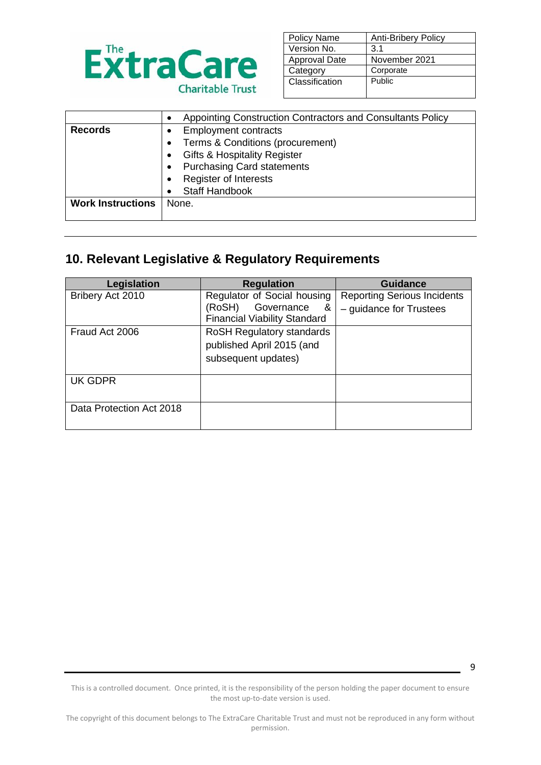| | |
|---|---|
| | • Appointing Construction Contractors and Consultants Policy |
| **Records** | • Employment contracts<br>• Terms & Conditions (procurement)<br>• Gifts & Hospitality Register<br>• Purchasing Card statements<br>• Register of Interests<br>• Staff Handbook |
| **Work Instructions** | None. |

## 10. Relevant Legislative & Regulatory Requirements

| Legislation | Regulation | Guidance |
|---|---|---|
| Bribery Act 2010 | Regulator of Social housing (RoSH) Governance & Financial Viability Standard | Reporting Serious Incidents – guidance for Trustees |
| Fraud Act 2006 | RoSH Regulatory standards published April 2015 (and subsequent updates) | |
| UK GDPR | | |
| Data Protection Act 2018 | | |

This is a controlled document. Once printed, it is the responsibility of the person holding the paper document to ensure the most up-to-date version is used.

The copyright of this document belongs to The ExtraCare Charitable Trust and must not be reproduced in any form without permission.